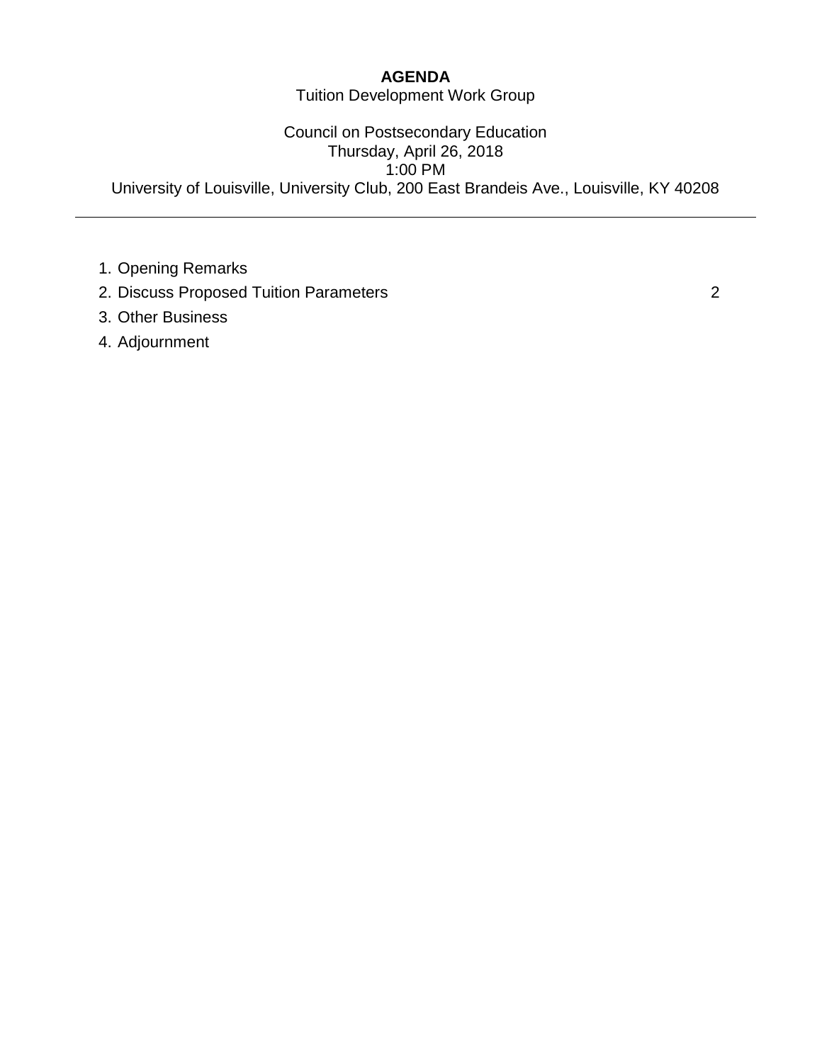# AGENDA

Tuition Development Work Group

Council on Postsecondary Education
Thursday, April 26, 2018
1:00 PM
University of Louisville, University Club, 200 East Brandeis Ave., Louisville, KY 40208

---

1. Opening Remarks
2. Discuss Proposed Tuition Parameters 2
3. Other Business
4. Adjournment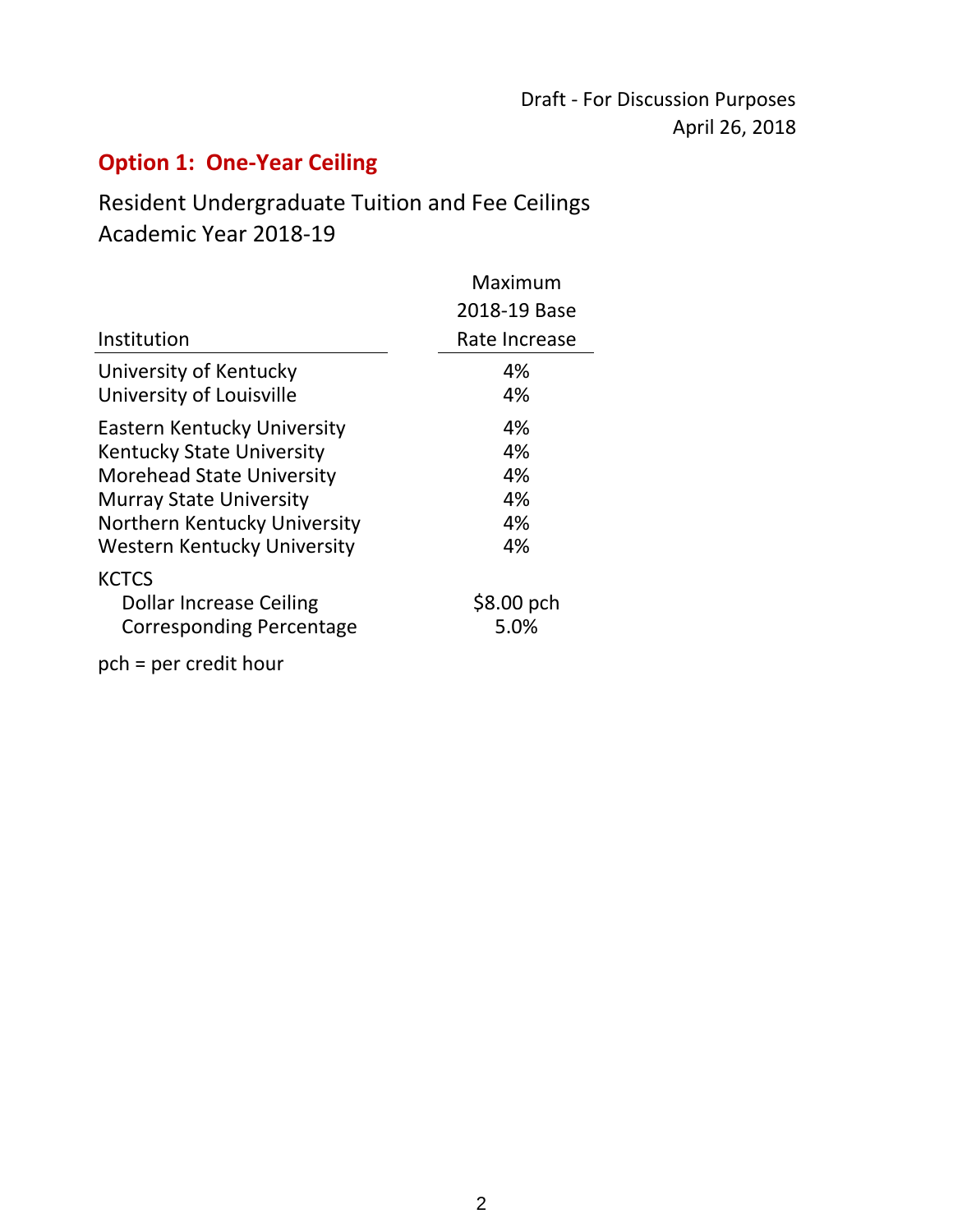Draft - For Discussion Purposes
April 26, 2018

## Option 1: One-Year Ceiling

### Resident Undergraduate Tuition and Fee Ceilings
### Academic Year 2018-19

| Institution | Maximum 2018-19 Base Rate Increase |
|---|---|
| University of Kentucky | 4% |
| University of Louisville | 4% |
| Eastern Kentucky University | 4% |
| Kentucky State University | 4% |
| Morehead State University | 4% |
| Murray State University | 4% |
| Northern Kentucky University | 4% |
| Western Kentucky University | 4% |
| KCTCS | |
| Dollar Increase Ceiling | $8.00 pch |
| Corresponding Percentage | 5.0% |

pch = per credit hour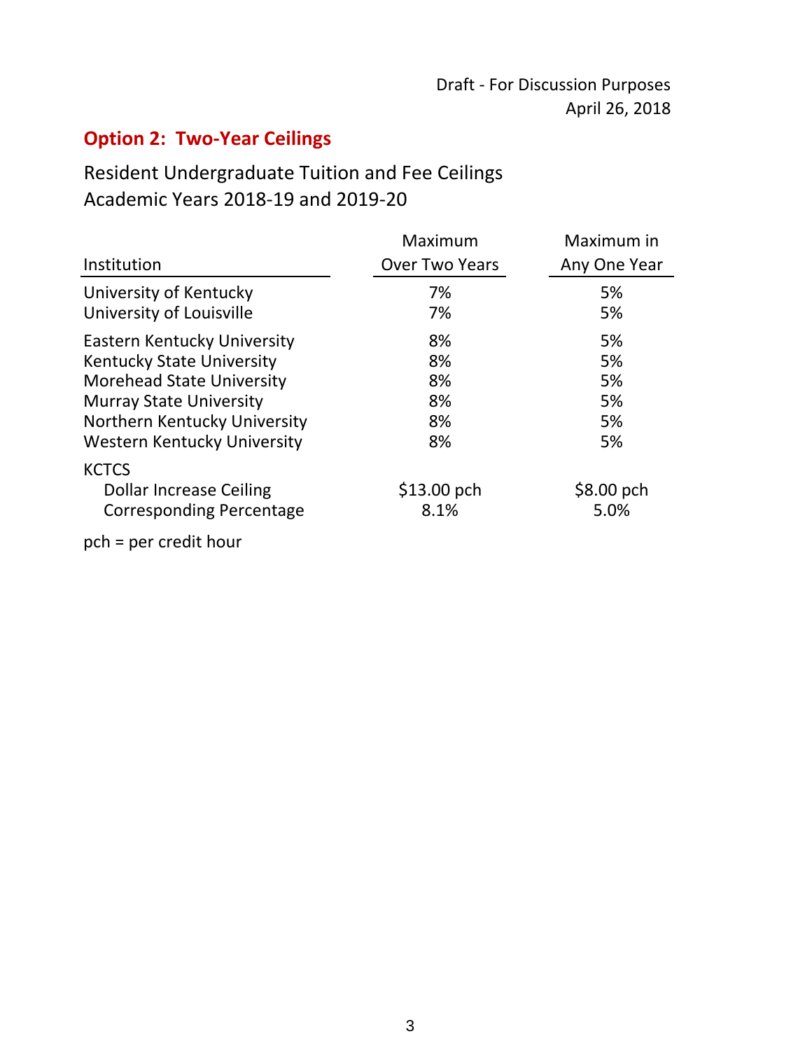Draft - For Discussion Purposes
April 26, 2018

## Option 2: Two-Year Ceilings

### Resident Undergraduate Tuition and Fee Ceilings
### Academic Years 2018-19 and 2019-20

| Institution | Maximum Over Two Years | Maximum in Any One Year |
|---|---|---|
| University of Kentucky | 7% | 5% |
| University of Louisville | 7% | 5% |
| Eastern Kentucky University | 8% | 5% |
| Kentucky State University | 8% | 5% |
| Morehead State University | 8% | 5% |
| Murray State University | 8% | 5% |
| Northern Kentucky University | 8% | 5% |
| Western Kentucky University | 8% | 5% |
| KCTCS | | |
| Dollar Increase Ceiling | $13.00 pch | $8.00 pch |
| Corresponding Percentage | 8.1% | 5.0% |

pch = per credit hour